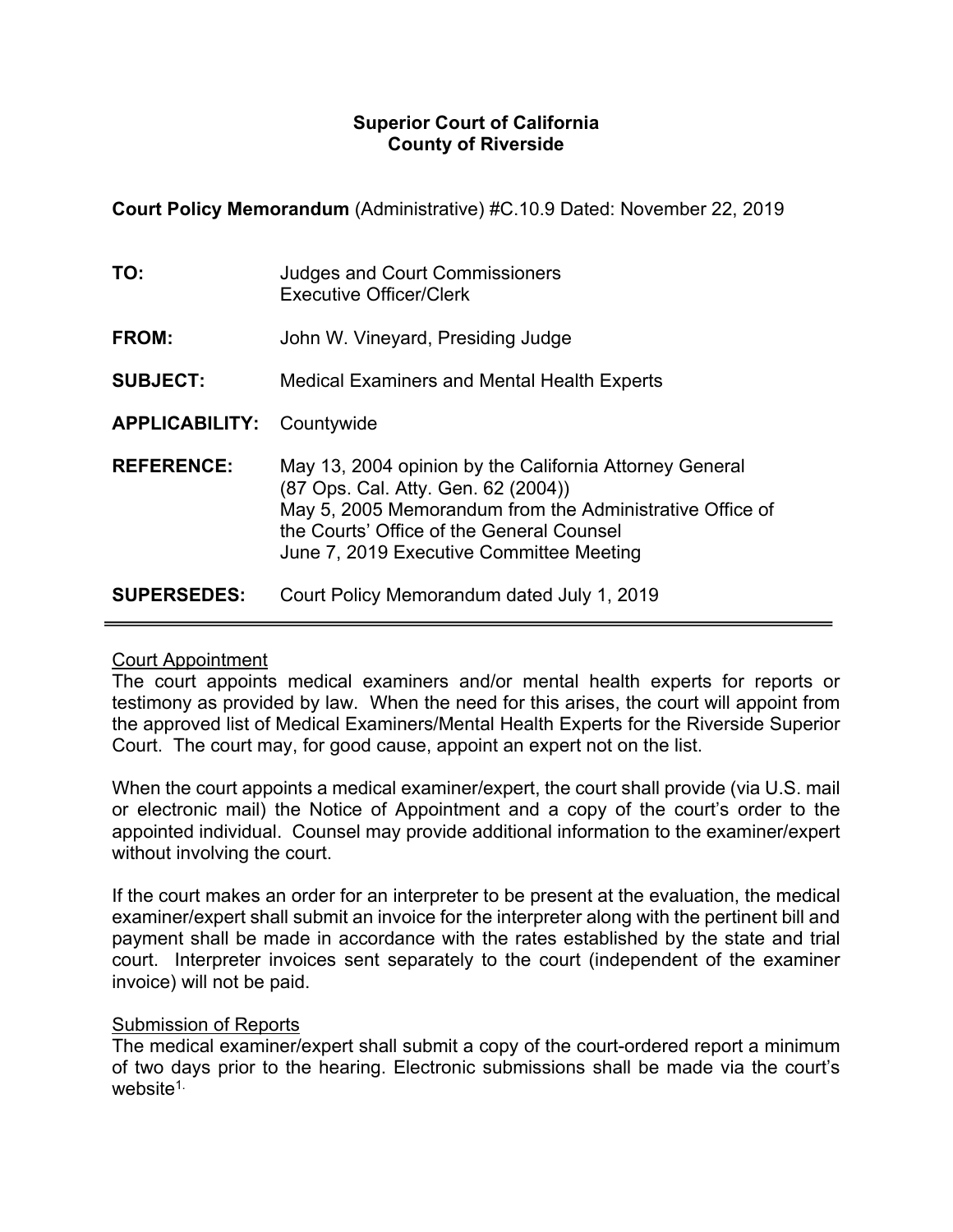**Superior Court of California**
**County of Riverside**

**Court Policy Memorandum** (Administrative) #C.10.9 Dated: November 22, 2019

**TO:** Judges and Court Commissioners
Executive Officer/Clerk

**FROM:** John W. Vineyard, Presiding Judge

**SUBJECT:** Medical Examiners and Mental Health Experts

**APPLICABILITY:** Countywide

**REFERENCE:** May 13, 2004 opinion by the California Attorney General (87 Ops. Cal. Atty. Gen. 62 (2004))
May 5, 2005 Memorandum from the Administrative Office of the Courts' Office of the General Counsel
June 7, 2019 Executive Committee Meeting

**SUPERSEDES:** Court Policy Memorandum dated July 1, 2019

---

Court Appointment

The court appoints medical examiners and/or mental health experts for reports or testimony as provided by law. When the need for this arises, the court will appoint from the approved list of Medical Examiners/Mental Health Experts for the Riverside Superior Court. The court may, for good cause, appoint an expert not on the list.

When the court appoints a medical examiner/expert, the court shall provide (via U.S. mail or electronic mail) the Notice of Appointment and a copy of the court's order to the appointed individual. Counsel may provide additional information to the examiner/expert without involving the court.

If the court makes an order for an interpreter to be present at the evaluation, the medical examiner/expert shall submit an invoice for the interpreter along with the pertinent bill and payment shall be made in accordance with the rates established by the state and trial court. Interpreter invoices sent separately to the court (independent of the examiner invoice) will not be paid.

Submission of Reports

The medical examiner/expert shall submit a copy of the court-ordered report a minimum of two days prior to the hearing. Electronic submissions shall be made via the court's website[1.]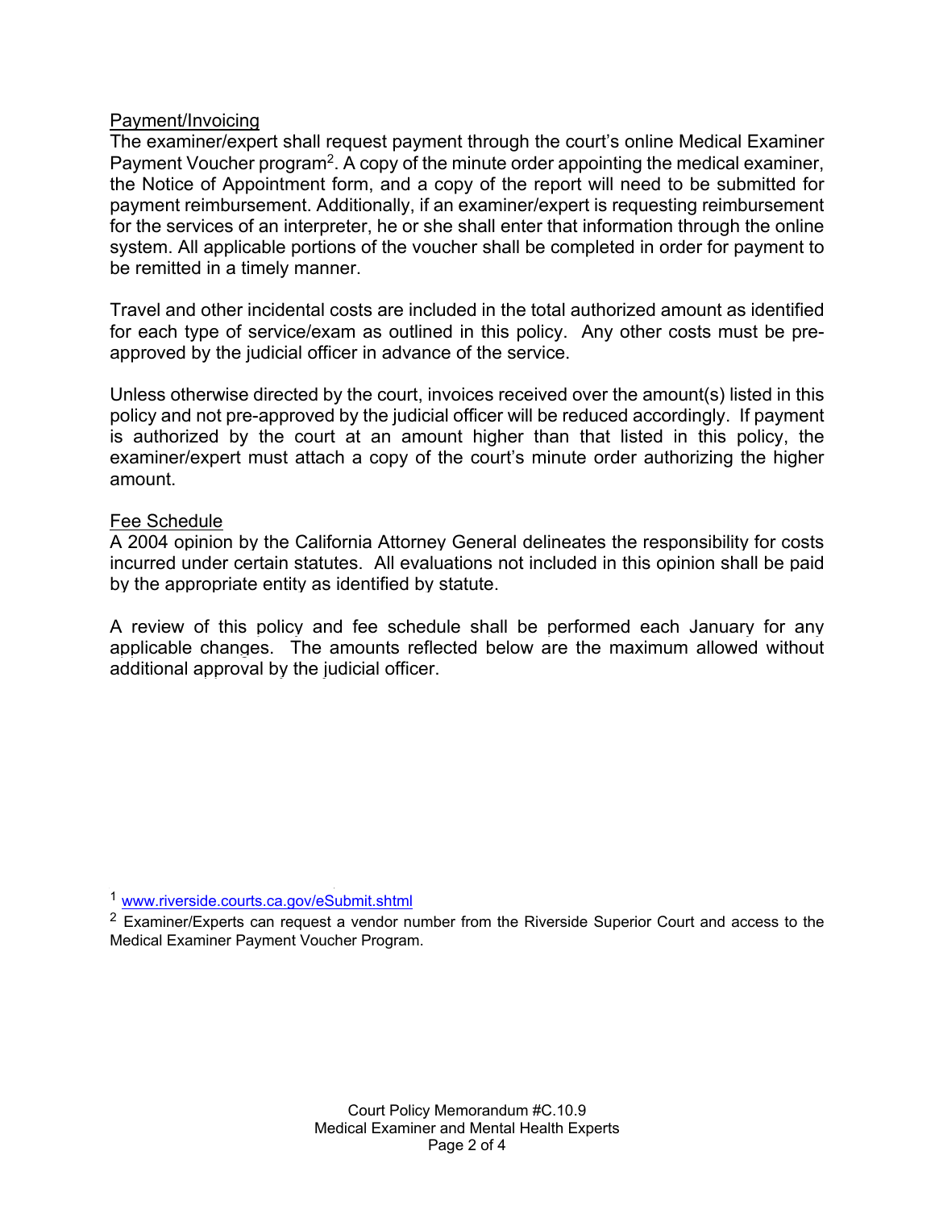## Payment/Invoicing

The examiner/expert shall request payment through the court's online Medical Examiner Payment Voucher program[2]. A copy of the minute order appointing the medical examiner, the Notice of Appointment form, and a copy of the report will need to be submitted for payment reimbursement. Additionally, if an examiner/expert is requesting reimbursement for the services of an interpreter, he or she shall enter that information through the online system. All applicable portions of the voucher shall be completed in order for payment to be remitted in a timely manner.

Travel and other incidental costs are included in the total authorized amount as identified for each type of service/exam as outlined in this policy. Any other costs must be pre-approved by the judicial officer in advance of the service.

Unless otherwise directed by the court, invoices received over the amount(s) listed in this policy and not pre-approved by the judicial officer will be reduced accordingly. If payment is authorized by the court at an amount higher than that listed in this policy, the examiner/expert must attach a copy of the court's minute order authorizing the higher amount.

## Fee Schedule

A 2004 opinion by the California Attorney General delineates the responsibility for costs incurred under certain statutes. All evaluations not included in this opinion shall be paid by the appropriate entity as identified by statute.

A review of this policy and fee schedule shall be performed each January for any applicable changes. The amounts reflected below are the maximum allowed without additional approval by the judicial officer.

[1] www.riverside.courts.ca.gov/eSubmit.shtml

[2] Examiner/Experts can request a vendor number from the Riverside Superior Court and access to the Medical Examiner Payment Voucher Program.

Court Policy Memorandum #C.10.9
Medical Examiner and Mental Health Experts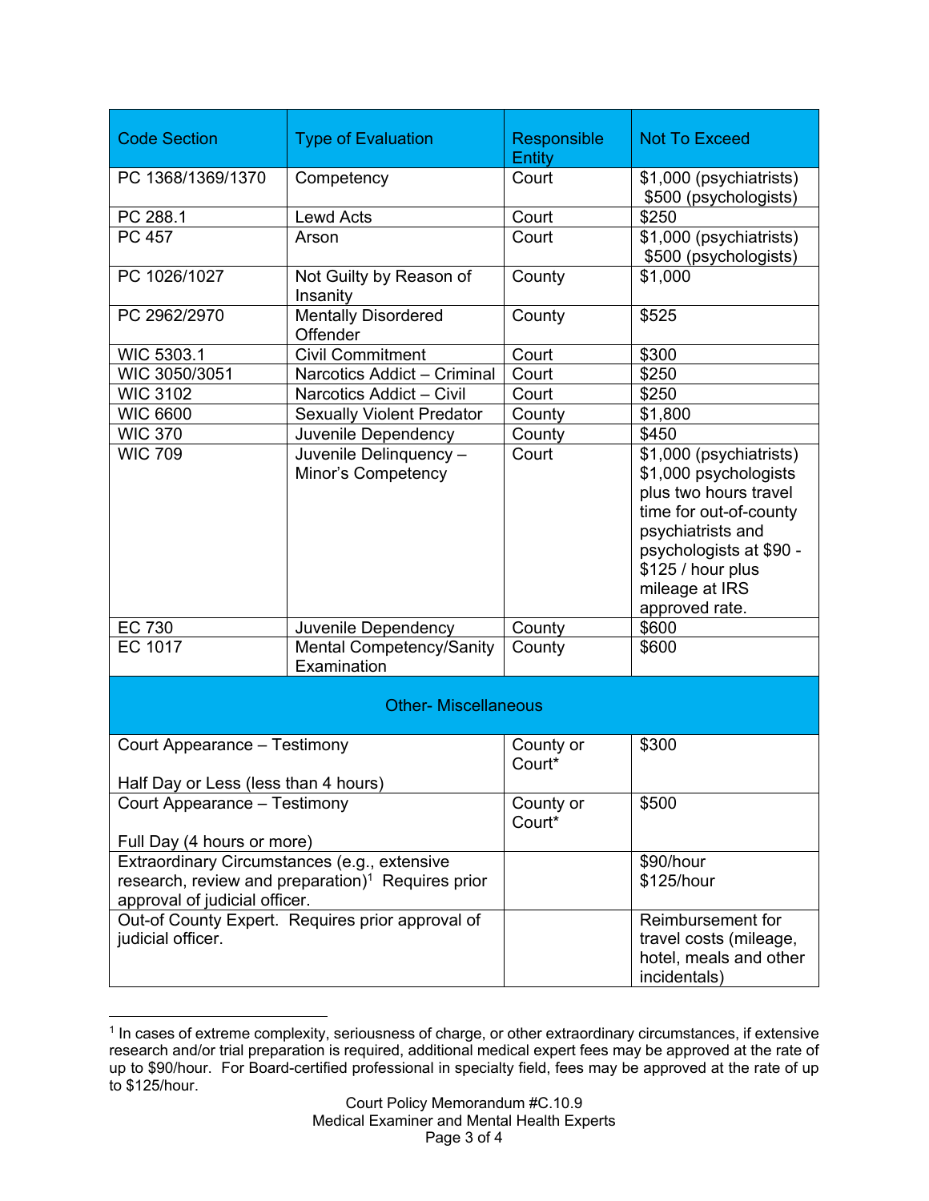| Code Section | Type of Evaluation | Responsible Entity | Not To Exceed |
|---|---|---|---|
| PC 1368/1369/1370 | Competency | Court | $1,000 (psychiatrists)<br>$500 (psychologists) |
| PC 288.1 | Lewd Acts | Court | $250 |
| PC 457 | Arson | Court | $1,000 (psychiatrists)<br>$500 (psychologists) |
| PC 1026/1027 | Not Guilty by Reason of Insanity | County | $1,000 |
| PC 2962/2970 | Mentally Disordered Offender | County | $525 |
| WIC 5303.1 | Civil Commitment | Court | $300 |
| WIC 3050/3051 | Narcotics Addict – Criminal | Court | $250 |
| WIC 3102 | Narcotics Addict – Civil | Court | $250 |
| WIC 6600 | Sexually Violent Predator | County | $1,800 |
| WIC 370 | Juvenile Dependency | County | $450 |
| WIC 709 | Juvenile Delinquency – Minor's Competency | Court | $1,000 (psychiatrists) $1,000 psychologists plus two hours travel time for out-of-county psychiatrists and psychologists at $90 - $125 / hour plus mileage at IRS approved rate. |
| EC 730 | Juvenile Dependency | County | $600 |
| EC 1017 | Mental Competency/Sanity Examination | County | $600 |
| **Other- Miscellaneous** | | | |
| Court Appearance – Testimony<br><br>Half Day or Less (less than 4 hours) | | County or Court* | $300 |
| Court Appearance – Testimony<br><br>Full Day (4 hours or more) | | County or Court* | $500 |
| Extraordinary Circumstances (e.g., extensive research, review and preparation)[1] Requires prior approval of judicial officer. | | | $90/hour<br>$125/hour |
| Out-of County Expert. Requires prior approval of judicial officer. | | | Reimbursement for travel costs (mileage, hotel, meals and other incidentals) |

[1] In cases of extreme complexity, seriousness of charge, or other extraordinary circumstances, if extensive research and/or trial preparation is required, additional medical expert fees may be approved at the rate of up to $90/hour. For Board-certified professional in specialty field, fees may be approved at the rate of up to $125/hour.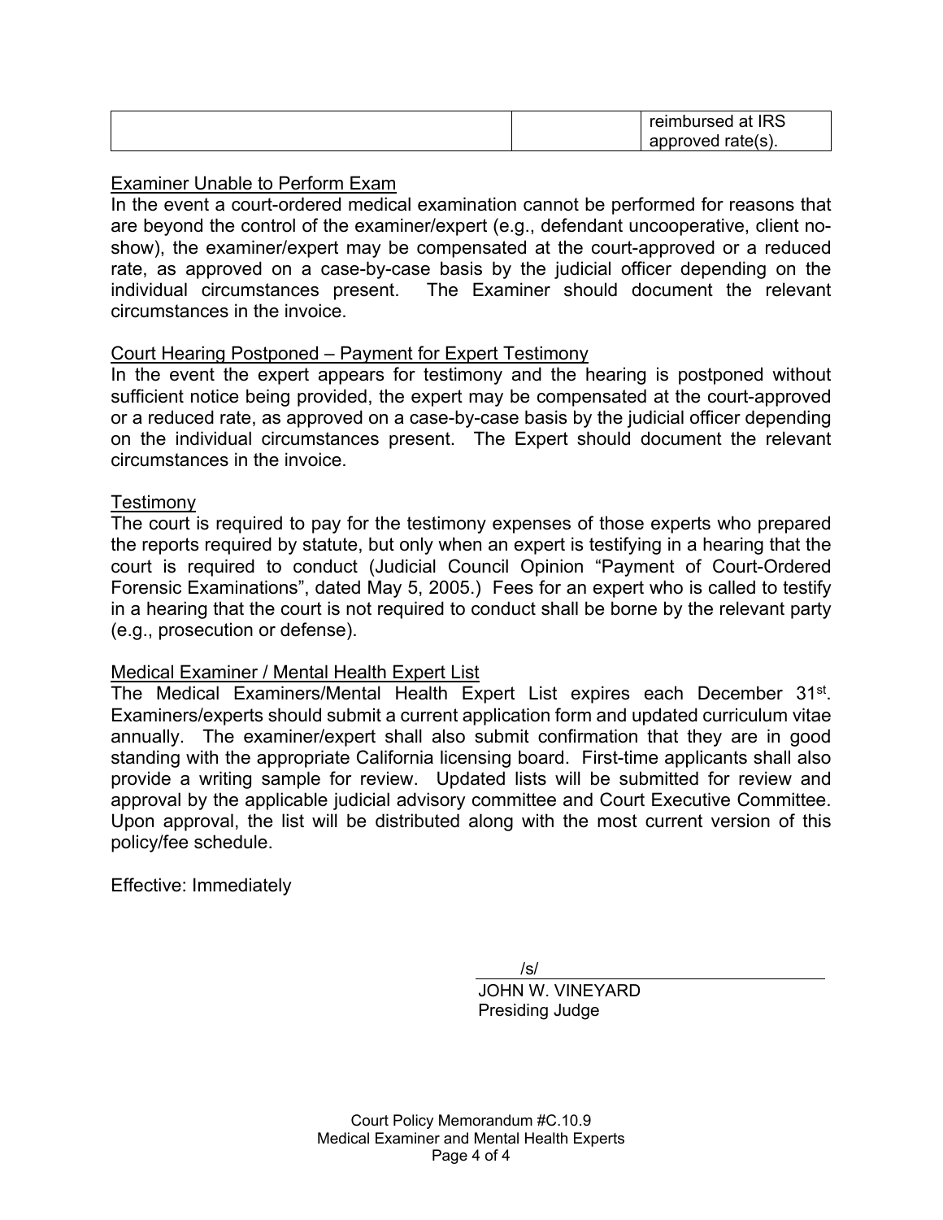| | | |
|---|---|---|
| | | reimbursed at IRS approved rate(s). |

Examiner Unable to Perform Exam

In the event a court-ordered medical examination cannot be performed for reasons that are beyond the control of the examiner/expert (e.g., defendant uncooperative, client no-show), the examiner/expert may be compensated at the court-approved or a reduced rate, as approved on a case-by-case basis by the judicial officer depending on the individual circumstances present. The Examiner should document the relevant circumstances in the invoice.

Court Hearing Postponed – Payment for Expert Testimony

In the event the expert appears for testimony and the hearing is postponed without sufficient notice being provided, the expert may be compensated at the court-approved or a reduced rate, as approved on a case-by-case basis by the judicial officer depending on the individual circumstances present. The Expert should document the relevant circumstances in the invoice.

Testimony

The court is required to pay for the testimony expenses of those experts who prepared the reports required by statute, but only when an expert is testifying in a hearing that the court is required to conduct (Judicial Council Opinion "Payment of Court-Ordered Forensic Examinations", dated May 5, 2005.) Fees for an expert who is called to testify in a hearing that the court is not required to conduct shall be borne by the relevant party (e.g., prosecution or defense).

Medical Examiner / Mental Health Expert List

The Medical Examiners/Mental Health Expert List expires each December 31st. Examiners/experts should submit a current application form and updated curriculum vitae annually. The examiner/expert shall also submit confirmation that they are in good standing with the appropriate California licensing board. First-time applicants shall also provide a writing sample for review. Updated lists will be submitted for review and approval by the applicable judicial advisory committee and Court Executive Committee. Upon approval, the list will be distributed along with the most current version of this policy/fee schedule.

Effective: Immediately

/s/

JOHN W. VINEYARD
Presiding Judge

Court Policy Memorandum #C.10.9
Medical Examiner and Mental Health Experts